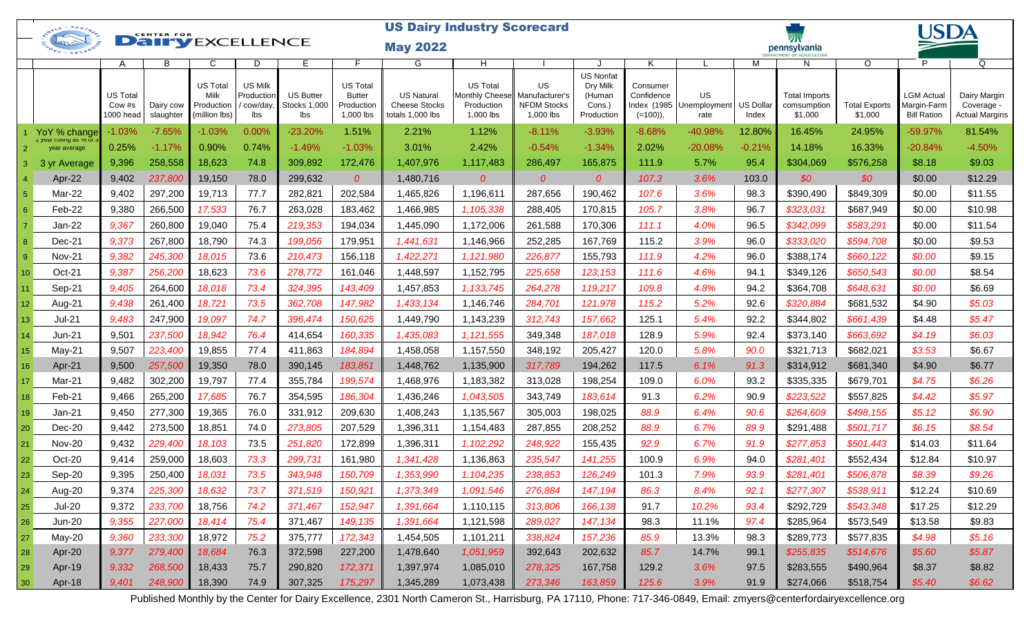# US Dairy Industry Scorecard

## May 2022

Center for Dairy Excellence — pennsylvania DEPARTMENT OF AGRICULTURE — USDA

| | | A | B | C | D | E | F | G | H | I | J | K | L | M | N | O | P | Q |
|---|---|---|---|---|---|---|---|---|---|---|---|---|---|---|---|---|---|---|
| | | US Total Cow #s 1000 head | Dairy cow slaughter | US Total Milk Production (million lbs) | US Milk Production / cow/day, lbs | US Butter Stocks 1,000 lbs | US Total Butter Production 1,000 lbs | US Natural Cheese Stocks totals 1,000 lbs | US Total Monthly Cheese Production 1,000 lbs | US Manufacturer's NFDM Stocks 1,000 lbs | US Nonfat Dry Milk (Human Cons.) Production | Consumer Confidence Index (1985 (=100)), | US Unemployment rate | US Dollar Index | Total Imports comsumption $1,000 | Total Exports $1,000 | LGM Actual Margin-Farm Bill Ration | Dairy Margin Coverage - Actual Margins |
| 1 | YoY % change | -1.03% | -7.65% | -1.03% | 0.00% | -23.20% | 1.51% | 2.21% | 1.12% | -8.11% | -3.93% | -8.68% | -40.98% | 12.80% | 16.45% | 24.95% | -59.97% | 81.54% |
| 2 | 1 year rolling as % of 3 year average | 0.25% | -1.17% | 0.90% | 0.74% | -1.49% | -1.03% | 3.01% | 2.42% | -0.54% | -1.34% | 2.02% | -20.08% | -0.21% | 14.18% | 16.33% | -20.84% | -4.50% |
| 3 | 3 yr Average | 9,396 | 258,558 | 18,623 | 74.8 | 309,892 | 172,476 | 1,407,976 | 1,117,483 | 286,497 | 165,875 | 111.9 | 5.7% | 95.4 | $304,069 | $576,258 | $8.18 | $9.03 |
| 4 | Apr-22 | 9,402 | 237,800 | 19,150 | 78.0 | 299,632 | 0 | 1,480,716 | 0 | 0 | 0 | 107.3 | 3.6% | 103.0 | $0 | $0 | $0.00 | $12.29 |
| 5 | Mar-22 | 9,402 | 297,200 | 19,713 | 77.7 | 282,821 | 202,584 | 1,465,826 | 1,196,611 | 287,656 | 190,462 | 107.6 | 3.6% | 98.3 | $390,490 | $849,309 | $0.00 | $11.55 |
| 6 | Feb-22 | 9,380 | 266,500 | 17,533 | 76.7 | 263,028 | 183,462 | 1,466,985 | 1,105,338 | 288,405 | 170,815 | 105.7 | 3.8% | 96.7 | $323,031 | $687,949 | $0.00 | $10.98 |
| 7 | Jan-22 | 9,367 | 260,800 | 19,040 | 75.4 | 219,353 | 194,034 | 1,445,090 | 1,172,006 | 261,588 | 170,306 | 111.1 | 4.0% | 96.5 | $342,099 | $583,291 | $0.00 | $11.54 |
| 8 | Dec-21 | 9,373 | 267,800 | 18,790 | 74.3 | 199,056 | 179,951 | 1,441,631 | 1,146,966 | 252,285 | 167,769 | 115.2 | 3.9% | 96.0 | $333,020 | $594,708 | $0.00 | $9.53 |
| 9 | Nov-21 | 9,382 | 245,300 | 18,015 | 73.6 | 210,473 | 156,118 | 1,422,271 | 1,121,980 | 226,877 | 155,793 | 111.9 | 4.2% | 96.0 | $388,174 | $660,122 | $0.00 | $9.15 |
| 10 | Oct-21 | 9,387 | 256,200 | 18,623 | 73.6 | 278,772 | 161,046 | 1,448,597 | 1,152,795 | 225,658 | 123,153 | 111.6 | 4.6% | 94.1 | $349,126 | $650,543 | $0.00 | $8.54 |
| 11 | Sep-21 | 9,405 | 264,600 | 18,018 | 73.4 | 324,395 | 143,409 | 1,457,853 | 1,133,745 | 264,278 | 119,217 | 109.8 | 4.8% | 94.2 | $364,708 | $648,631 | $0.00 | $6.69 |
| 12 | Aug-21 | 9,438 | 261,400 | 18,721 | 73.5 | 362,708 | 147,982 | 1,433,134 | 1,146,746 | 284,701 | 121,978 | 115.2 | 5.2% | 92.6 | $320,884 | $681,532 | $4.90 | $5.03 |
| 13 | Jul-21 | 9,483 | 247,900 | 19,097 | 74.7 | 396,474 | 150,625 | 1,449,790 | 1,143,239 | 312,743 | 157,662 | 125.1 | 5.4% | 92.2 | $344,802 | $661,439 | $4.48 | $5.47 |
| 14 | Jun-21 | 9,501 | 237,500 | 18,942 | 76.4 | 414,654 | 160,335 | 1,435,083 | 1,121,555 | 349,348 | 187,018 | 128.9 | 5.9% | 92.4 | $373,140 | $663,692 | $4.19 | $6.03 |
| 15 | May-21 | 9,507 | 223,400 | 19,855 | 77.4 | 411,863 | 184,894 | 1,458,058 | 1,157,550 | 348,192 | 205,427 | 120.0 | 5.8% | 90.0 | $321,713 | $682,021 | $3.53 | $6.67 |
| 16 | Apr-21 | 9,500 | 257,500 | 19,350 | 78.0 | 390,145 | 183,851 | 1,448,762 | 1,135,900 | 317,789 | 194,262 | 117.5 | 6.1% | 91.3 | $314,912 | $681,340 | $4.90 | $6.77 |
| 17 | Mar-21 | 9,482 | 302,200 | 19,797 | 77.4 | 355,784 | 199,574 | 1,468,976 | 1,183,382 | 313,028 | 198,254 | 109.0 | 6.0% | 93.2 | $335,335 | $679,701 | $4.75 | $6.26 |
| 18 | Feb-21 | 9,466 | 265,200 | 17,685 | 76.7 | 354,595 | 186,304 | 1,436,246 | 1,043,505 | 343,749 | 183,614 | 91.3 | 6.2% | 90.9 | $223,522 | $557,825 | $4.42 | $5.97 |
| 19 | Jan-21 | 9,450 | 277,300 | 19,365 | 76.0 | 331,912 | 209,630 | 1,408,243 | 1,135,567 | 305,003 | 198,025 | 88.9 | 6.4% | 90.6 | $264,609 | $498,155 | $5.12 | $6.90 |
| 20 | Dec-20 | 9,442 | 273,500 | 18,851 | 74.0 | 273,805 | 207,529 | 1,396,311 | 1,154,483 | 287,855 | 208,252 | 88.9 | 6.7% | 89.9 | $291,488 | $501,717 | $6.15 | $8.54 |
| 21 | Nov-20 | 9,432 | 229,400 | 18,103 | 73.5 | 251,820 | 172,899 | 1,396,311 | 1,102,292 | 248,922 | 155,435 | 92.9 | 6.7% | 91.9 | $277,853 | $501,443 | $14.03 | $11.64 |
| 22 | Oct-20 | 9,414 | 259,000 | 18,603 | 73.3 | 299,731 | 161,980 | 1,341,428 | 1,136,863 | 235,547 | 141,255 | 100.9 | 6.9% | 94.0 | $281,401 | $552,434 | $12.84 | $10.97 |
| 23 | Sep-20 | 9,395 | 250,400 | 18,031 | 73.5 | 343,948 | 150,709 | 1,353,990 | 1,104,235 | 238,853 | 126,249 | 101.3 | 7.9% | 93.9 | $281,401 | $506,878 | $8.39 | $9.26 |
| 24 | Aug-20 | 9,374 | 225,300 | 18,632 | 73.7 | 371,519 | 150,921 | 1,373,349 | 1,091,546 | 276,884 | 147,194 | 86.3 | 8.4% | 92.1 | $277,307 | $538,911 | $12.24 | $10.69 |
| 25 | Jul-20 | 9,372 | 233,700 | 18,756 | 74.2 | 371,467 | 152,947 | 1,391,664 | 1,110,115 | 313,806 | 166,138 | 91.7 | 10.2% | 93.4 | $292,729 | $543,348 | $17.25 | $12.29 |
| 26 | Jun-20 | 9,355 | 227,000 | 18,414 | 75.4 | 371,467 | 149,135 | 1,391,664 | 1,121,598 | 289,027 | 147,134 | 98.3 | 11.1% | 97.4 | $285,964 | $573,549 | $13.58 | $9.83 |
| 27 | May-20 | 9,360 | 233,300 | 18,972 | 75.2 | 375,777 | 172,343 | 1,454,505 | 1,101,211 | 338,824 | 157,236 | 85.9 | 13.3% | 98.3 | $289,773 | $577,835 | $4.98 | $5.16 |
| 28 | Apr-20 | 9,377 | 279,400 | 18,684 | 76.3 | 372,598 | 227,200 | 1,478,640 | 1,051,959 | 392,643 | 202,632 | 85.7 | 14.7% | 99.1 | $255,835 | $514,676 | $5.60 | $5.87 |
| 29 | Apr-19 | 9,332 | 268,500 | 18,433 | 75.7 | 290,820 | 172,371 | 1,397,974 | 1,085,010 | 278,325 | 167,758 | 129.2 | 3.6% | 97.5 | $283,555 | $490,964 | $8.37 | $8.82 |
| 30 | Apr-18 | 9,401 | 248,900 | 18,390 | 74.9 | 307,325 | 175,297 | 1,345,289 | 1,073,438 | 273,346 | 163,859 | 125.6 | 3.9% | 91.9 | $274,066 | $518,754 | $5.40 | $6.62 |

Published Monthly by the Center for Dairy Excellence, 2301 North Cameron St., Harrisburg, PA 17110, Phone: 717-346-0849, Email: zmyers@centerfordairyexcellence.org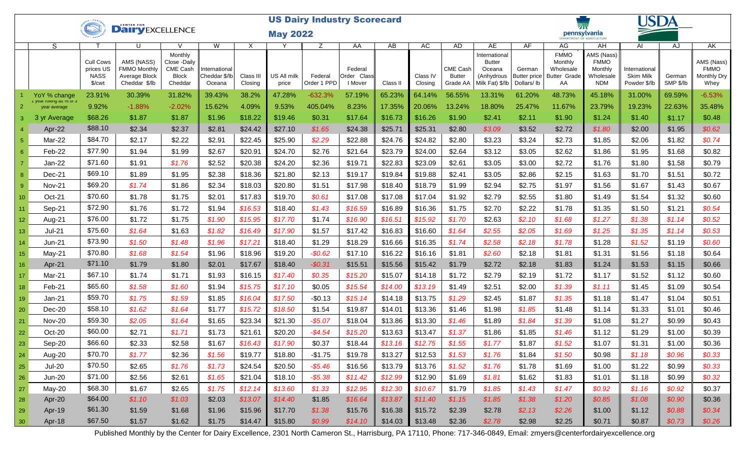# US Dairy Industry Scorecard

## May 2022

| | S | T | U | V | W | X | Y | Z | AA | AB | AC | AD | AE | AF | AG | AH | AI | AJ | AK |
|---|---|---|---|---|---|---|---|---|---|---|---|---|---|---|---|---|---|---|---|
| | | Cull Cows prices US NASS $/cwt | AMS (NASS) FMMO Monthly Average Block Cheddar $/lb | Monthly Close -Daily CME Cash Block Cheddar | International Cheddar $/lb Oceana | Class III Closing | US All milk price | Federal Order 1 PPD | Federal Order Class I Mover | Class II | Class IV Closing | CME Cash Butter Grade AA | International Butter Oceana (Anhydrous Milk Fat) $/lb | German Butter price Dollars/ lb | FMMO Monthly Wholesale Butter Grade AA | AMS (Nass) FMMO Monthly Wholesale NDM | International Skim Milk Powder $/lb | German SMP $/lb | AMS (Nass) FMMO Monthly Dry Whey |
| 1 | YoY % change | 23.91% | 30.39% | 31.82% | 39.43% | 38.2% | 47.28% | -632.3% | 57.19% | 65.23% | 64.14% | 56.55% | 13.31% | 61.20% | 48.73% | 45.18% | 31.00% | 69.59% | -6.53% |
| 2 | 1 year rolling as % of 3 year average | 9.92% | -1.88% | -2.02% | 15.62% | 4.09% | 9.53% | 405.04% | 8.23% | 17.35% | 20.06% | 13.24% | 18.80% | 25.47% | 11.67% | 23.79% | 19.23% | 22.63% | 35.48% |
| 3 | 3 yr Average | $68.26 | $1.87 | $1.87 | $1.96 | $18.22 | $19.46 | $0.31 | $17.64 | $16.73 | $16.26 | $1.90 | $2.41 | $2.11 | $1.90 | $1.24 | $1.40 | $1.17 | $0.48 |
| 4 | Apr-22 | $88.10 | $2.34 | $2.37 | $2.81 | $24.42 | $27.10 | $1.65 | $24.38 | $25.71 | $25.31 | $2.80 | $3.09 | $3.52 | $2.72 | $1.80 | $2.00 | $1.95 | $0.62 |
| 5 | Mar-22 | $84.70 | $2.17 | $2.22 | $2.91 | $22.45 | $25.90 | $2.29 | $22.88 | $24.76 | $24.82 | $2.80 | $3.23 | $3.24 | $2.73 | $1.85 | $2.06 | $1.82 | $0.74 |
| 6 | Feb-22 | $77.90 | $1.94 | $1.99 | $2.67 | $20.91 | $24.70 | $2.76 | $21.64 | $23.79 | $24.00 | $2.64 | $3.12 | $3.05 | $2.62 | $1.86 | $1.95 | $1.68 | $0.82 |
| 7 | Jan-22 | $71.60 | $1.91 | $1.76 | $2.52 | $20.38 | $24.20 | $2.36 | $19.71 | $22.83 | $23.09 | $2.61 | $3.05 | $3.00 | $2.72 | $1.76 | $1.80 | $1.58 | $0.79 |
| 8 | Dec-21 | $69.10 | $1.89 | $1.95 | $2.38 | $18.36 | $21.80 | $2.13 | $19.17 | $19.84 | $19.88 | $2.41 | $3.05 | $2.86 | $2.15 | $1.63 | $1.70 | $1.51 | $0.72 |
| 9 | Nov-21 | $69.20 | $1.74 | $1.86 | $2.34 | $18.03 | $20.80 | $1.51 | $17.98 | $18.40 | $18.79 | $1.99 | $2.94 | $2.75 | $1.97 | $1.56 | $1.67 | $1.43 | $0.67 |
| 10 | Oct-21 | $70.60 | $1.78 | $1.75 | $2.01 | $17.83 | $19.70 | $0.61 | $17.08 | $17.08 | $17.04 | $1.92 | $2.79 | $2.55 | $1.80 | $1.49 | $1.54 | $1.32 | $0.60 |
| 11 | Sep-21 | $72.90 | $1.76 | $1.72 | $1.94 | $16.53 | $18.40 | $1.43 | $16.59 | $16.89 | $16.36 | $1.75 | $2.70 | $2.22 | $1.78 | $1.35 | $1.50 | $1.21 | $0.54 |
| 12 | Aug-21 | $76.00 | $1.72 | $1.75 | $1.90 | $15.95 | $17.70 | $1.74 | $16.90 | $16.51 | $15.92 | $1.70 | $2.63 | $2.10 | $1.68 | $1.27 | $1.38 | $1.14 | $0.52 |
| 13 | Jul-21 | $75.60 | $1.64 | $1.63 | $1.82 | $16.49 | $17.90 | $1.57 | $17.42 | $16.83 | $16.60 | $1.64 | $2.55 | $2.05 | $1.69 | $1.25 | $1.35 | $1.14 | $0.53 |
| 14 | Jun-21 | $73.90 | $1.50 | $1.48 | $1.96 | $17.21 | $18.40 | $1.29 | $18.29 | $16.66 | $16.35 | $1.74 | $2.58 | $2.18 | $1.78 | $1.28 | $1.52 | $1.19 | $0.60 |
| 15 | May-21 | $70.80 | $1.68 | $1.54 | $1.96 | $18.96 | $19.20 | -$0.62 | $17.10 | $16.22 | $16.16 | $1.81 | $2.60 | $2.18 | $1.81 | $1.31 | $1.56 | $1.18 | $0.64 |
| 16 | Apr-21 | $71.10 | $1.79 | $1.80 | $2.01 | $17.67 | $18.40 | -$0.31 | $15.51 | $15.56 | $15.42 | $1.79 | $2.72 | $2.18 | $1.83 | $1.24 | $1.53 | $1.15 | $0.66 |
| 17 | Mar-21 | $67.10 | $1.74 | $1.71 | $1.93 | $16.15 | $17.40 | $0.35 | $15.20 | $15.07 | $14.18 | $1.72 | $2.79 | $2.19 | $1.72 | $1.17 | $1.52 | $1.12 | $0.60 |
| 18 | Feb-21 | $65.60 | $1.58 | $1.60 | $1.94 | $15.75 | $17.10 | $0.05 | $15.54 | $14.00 | $13.19 | $1.49 | $2.51 | $2.00 | $1.39 | $1.11 | $1.45 | $1.09 | $0.54 |
| 19 | Jan-21 | $59.70 | $1.75 | $1.59 | $1.85 | $16.04 | $17.50 | -$0.13 | $15.14 | $14.18 | $13.75 | $1.29 | $2.45 | $1.87 | $1.35 | $1.18 | $1.47 | $1.04 | $0.51 |
| 20 | Dec-20 | $58.10 | $1.62 | $1.64 | $1.77 | $15.72 | $18.50 | $1.54 | $19.87 | $14.01 | $13.36 | $1.46 | $1.98 | $1.85 | $1.48 | $1.14 | $1.33 | $1.01 | $0.46 |
| 21 | Nov-20 | $59.30 | $2.05 | $1.64 | $1.65 | $23.34 | $21.30 | -$5.07 | $18.04 | $13.86 | $13.30 | $1.46 | $1.89 | $1.84 | $1.39 | $1.08 | $1.27 | $0.99 | $0.43 |
| 22 | Oct-20 | $60.00 | $2.71 | $1.71 | $1.73 | $21.61 | $20.20 | -$4.54 | $15.20 | $13.63 | $13.47 | $1.37 | $1.86 | $1.85 | $1.46 | $1.12 | $1.29 | $1.00 | $0.39 |
| 23 | Sep-20 | $66.60 | $2.33 | $2.58 | $1.67 | $16.43 | $17.90 | $0.37 | $18.44 | $13.16 | $12.75 | $1.55 | $1.77 | $1.87 | $1.52 | $1.07 | $1.31 | $1.00 | $0.36 |
| 24 | Aug-20 | $70.70 | $1.77 | $2.36 | $1.56 | $19.77 | $18.80 | -$1.75 | $19.78 | $13.27 | $12.53 | $1.53 | $1.76 | $1.84 | $1.50 | $0.98 | $1.18 | $0.96 | $0.33 |
| 25 | Jul-20 | $70.50 | $2.65 | $1.76 | $1.73 | $24.54 | $20.50 | -$5.46 | $16.56 | $13.79 | $13.76 | $1.52 | $1.76 | $1.78 | $1.69 | $1.00 | $1.22 | $0.99 | $0.33 |
| 26 | Jun-20 | $71.00 | $2.56 | $2.61 | $1.65 | $21.04 | $18.10 | -$5.38 | $11.42 | $12.99 | $12.90 | $1.69 | $1.81 | $1.62 | $1.83 | $1.01 | $1.18 | $0.99 | $0.32 |
| 27 | May-20 | $68.30 | $1.67 | $2.65 | $1.75 | $12.14 | $13.60 | $1.33 | $12.95 | $12.30 | $10.67 | $1.79 | $1.85 | $1.43 | $1.47 | $0.92 | $1.16 | $0.92 | $0.37 |
| 28 | Apr-20 | $64.00 | $1.10 | $1.03 | $2.03 | $13.07 | $14.40 | $1.85 | $16.64 | $13.87 | $11.40 | $1.15 | $1.85 | $1.38 | $1.20 | $0.85 | $1.08 | $0.90 | $0.36 |
| 29 | Apr-19 | $61.30 | $1.59 | $1.68 | $1.96 | $15.96 | $17.70 | $1.38 | $15.76 | $16.38 | $15.72 | $2.39 | $2.78 | $2.13 | $2.26 | $1.00 | $1.12 | $0.88 | $0.34 |
| 30 | Apr-18 | $67.50 | $1.57 | $1.62 | $1.75 | $14.47 | $15.80 | $0.99 | $14.10 | $14.03 | $13.48 | $2.36 | $2.78 | $2.98 | $2.25 | $0.71 | $0.87 | $0.73 | $0.26 |

Published Monthly by the Center for Dairy Excellence, 2301 North Cameron St., Harrisburg, PA 17110, Phone: 717-346-0849, Email: zmyers@centerfordairyexcellence.org